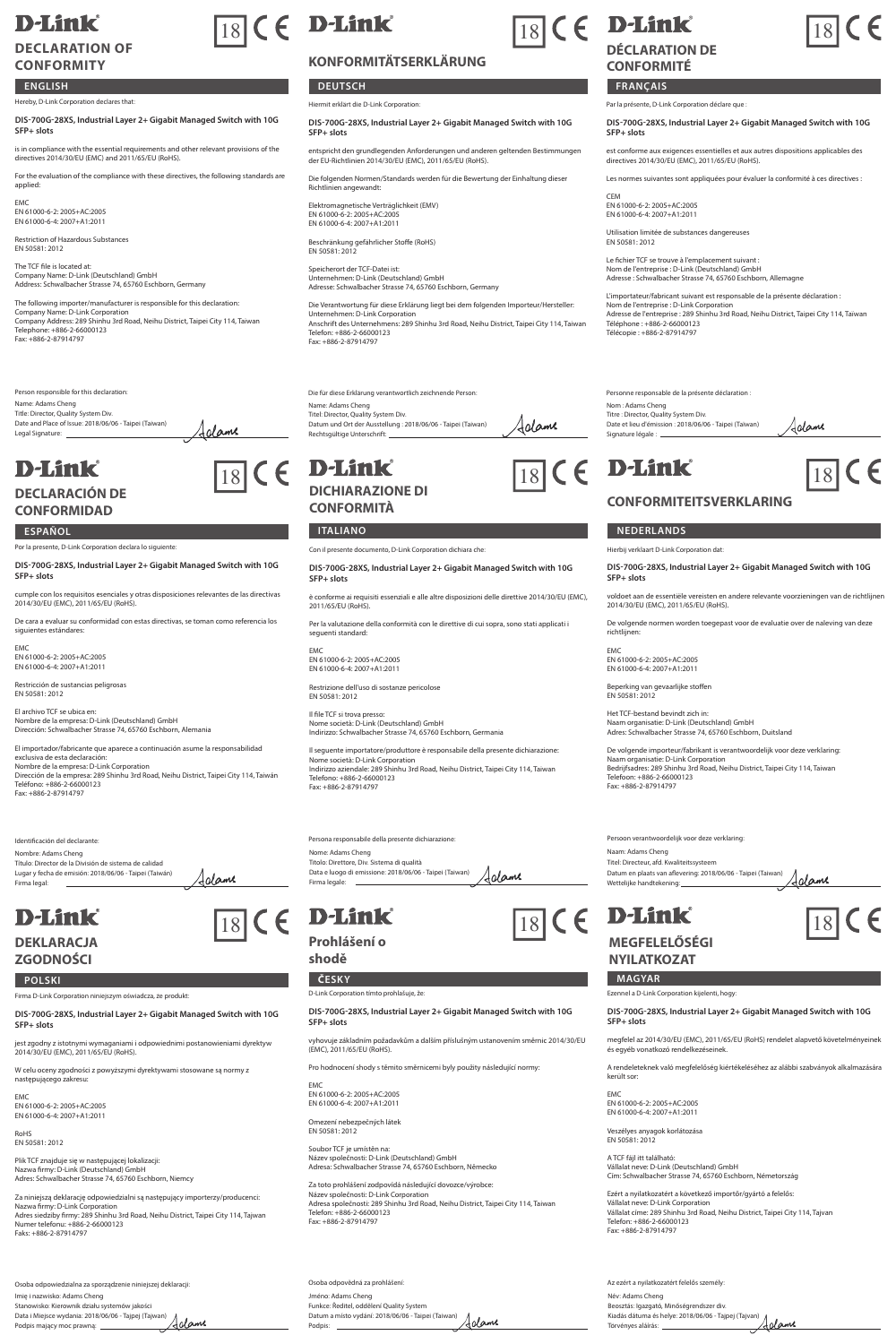# DECLARATION OF CONFORMITY

## ENGLISH

Hereby, D-Link Corporation declares that:

**DIS-700G-28XS, Industrial Layer 2+ Gigabit Managed Switch with 10G SFP+ slots**

is in compliance with the essential requirements and other relevant provisions of the directives 2014/30/EU (EMC) and 2011/65/EU (RoHS).

For the evaluation of the compliance with these directives, the following standards are applied:

EMC
EN 61000-6-2: 2005+AC:2005
EN 61000-6-4: 2007+A1:2011

Restriction of Hazardous Substances
EN 50581: 2012

The TCF file is located at:
Company Name: D-Link (Deutschland) GmbH
Address: Schwalbacher Strasse 74, 65760 Eschborn, Germany

The following importer/manufacturer is responsible for this declaration:
Company Name: D-Link Corporation
Company Address: 289 Shinhu 3rd Road, Neihu District, Taipei City 114, Taiwan
Telephone: +886-2-66000123
Fax: +886-2-87914797

Person responsible for this declaration:
Name: Adams Cheng
Title: Director, Quality System Div.
Date and Place of Issue: 2018/06/06 - Taipei (Taiwan)
Legal Signature:

# KONFORMITÄTSERKLÄRUNG

## DEUTSCH

Hiermit erklärt die D-Link Corporation:

**DIS-700G-28XS, Industrial Layer 2+ Gigabit Managed Switch with 10G SFP+ slots**

entspricht den grundlegenden Anforderungen und anderen geltenden Bestimmungen der EU-Richtlinien 2014/30/EU (EMC), 2011/65/EU (RoHS).

Die folgenden Normen/Standards werden für die Bewertung der Einhaltung dieser Richtlinien angewandt:

Elektromagnetische Verträglichkeit (EMV)
EN 61000-6-2: 2005+AC:2005
EN 61000-6-4: 2007+A1:2011

Beschränkung gefährlicher Stoffe (RoHS)
EN 50581: 2012

Speicherort der TCF-Datei ist:
Unternehmen: D-Link (Deutschland) GmbH
Adresse: Schwalbacher Strasse 74, 65760 Eschborn, Germany

Die Verantwortung für diese Erklärung liegt bei dem folgenden Importeur/Hersteller:
Unternehmen: D-Link Corporation
Anschrift des Unternehmens: 289 Shinhu 3rd Road, Neihu District, Taipei City 114, Taiwan
Telefon: +886-2-66000123
Fax: +886-2-87914797

Die für diese Erklärung verantwortlich zeichnende Person:
Name: Adams Cheng
Titel: Director, Quality System Div.
Datum und Ort der Ausstellung : 2018/06/06 - Taipei (Taiwan)
Rechtsgültige Unterschrift:

# DÉCLARATION DE CONFORMITÉ

## FRANÇAIS

Par la présente, D-Link Corporation déclare que :

**DIS-700G-28XS, Industrial Layer 2+ Gigabit Managed Switch with 10G SFP+ slots**

est conforme aux exigences essentielles et aux autres dispositions applicables des directives 2014/30/EU (EMC), 2011/65/EU (RoHS).

Les normes suivantes sont appliquées pour évaluer la conformité à ces directives :

CEM
EN 61000-6-2: 2005+AC:2005
EN 61000-6-4: 2007+A1:2011

Utilisation limitée de substances dangereuses
EN 50581: 2012

Le fichier TCF se trouve à l'emplacement suivant :
Nom de l'entreprise : D-Link (Deutschland) GmbH
Adresse : Schwalbacher Strasse 74, 65760 Eschborn, Allemagne

L'importateur/fabricant suivant est responsable de la présente déclaration :
Nom de l'entreprise : D-Link Corporation
Adresse de l'entreprise : 289 Shinhu 3rd Road, Neihu District, Taipei City 114, Taiwan
Téléphone : +886-2-66000123
Télécopie : +886-2-87914797

Personne responsable de la présente déclaration :
Nom : Adams Cheng
Titre : Director, Quality System Div.
Date et lieu d'émission : 2018/06/06 - Taipei (Taiwan)
Signature légale :

# DECLARACIÓN DE CONFORMIDAD

## ESPAÑOL

Por la presente, D-Link Corporation declara lo siguiente:

**DIS-700G-28XS, Industrial Layer 2+ Gigabit Managed Switch with 10G SFP+ slots**

cumple con los requisitos esenciales y otras disposiciones relevantes de las directivas 2014/30/EU (EMC), 2011/65/EU (RoHS).

De cara a evaluar su conformidad con estas directivas, se toman como referencia los siguientes estándares:

EMC
EN 61000-6-2: 2005+AC:2005
EN 61000-6-4: 2007+A1:2011

Restricción de sustancias peligrosas
EN 50581: 2012

El archivo TCF se ubica en:
Nombre de la empresa: D-Link (Deutschland) GmbH
Dirección: Schwalbacher Strasse 74, 65760 Eschborn, Alemania

El importador/fabricante que aparece a continuación asume la responsabilidad exclusiva de esta declaración:
Nombre de la empresa: D-Link Corporation
Dirección de la empresa: 289 Shinhu 3rd Road, Neihu District, Taipei City 114, Taiwán
Teléfono: +886-2-66000123
Fax: +886-2-87914797

Identificación del declarante:
Nombre: Adams Cheng
Título: Director de la División de sistema de calidad
Lugar y fecha de emisión: 2018/06/06 - Taipei (Taiwán)
Firma legal:

# DICHIARAZIONE DI CONFORMITÀ

## ITALIANO

Con il presente documento, D-Link Corporation dichiara che:

**DIS-700G-28XS, Industrial Layer 2+ Gigabit Managed Switch with 10G SFP+ slots**

è conforme ai requisiti essenziali e alle altre disposizioni delle direttive 2014/30/EU (EMC), 2011/65/EU (RoHS).

Per la valutazione della conformità con le direttive di cui sopra, sono stati applicati i seguenti standard:

EMC
EN 61000-6-2: 2005+AC:2005
EN 61000-6-4: 2007+A1:2011

Restrizione dell'uso di sostanze pericolose
EN 50581: 2012

Il file TCF si trova presso:
Nome società: D-Link (Deutschland) GmbH
Indirizzo: Schwalbacher Strasse 74, 65760 Eschborn, Germania

Il seguente importatore/produttore è responsabile della presente dichiarazione:
Nome società: D-Link Corporation
Indirizzo aziendale: 289 Shinhu 3rd Road, Neihu District, Taipei City 114, Taiwan
Telefono: +886-2-66000123
Fax: +886-2-87914797

Persona responsabile della presente dichiarazione:
Nome: Adams Cheng
Titolo: Direttore, Div. Sistema di qualità
Data e luogo di emissione: 2018/06/06 - Taipei (Taiwan)
Firma legale:

# CONFORMITEITSVERKLARING

## NEDERLANDS

Hierbij verklaart D-Link Corporation dat:

**DIS-700G-28XS, Industrial Layer 2+ Gigabit Managed Switch with 10G SFP+ slots**

voldoet aan de essentiële vereisten en andere relevante voorzieningen van de richtlijnen 2014/30/EU (EMC), 2011/65/EU (RoHS).

De volgende normen worden toegepast voor de evaluatie over de naleving van deze richtlijnen:

EMC
EN 61000-6-2: 2005+AC:2005
EN 61000-6-4: 2007+A1:2011

Beperking van gevaarlijke stoffen
EN 50581: 2012

Het TCF-bestand bevindt zich in:
Naam organisatie: D-Link (Deutschland) GmbH
Adres: Schwalbacher Strasse 74, 65760 Eschborn, Duitsland

De volgende importeur/fabrikant is verantwoordelijk voor deze verklaring:
Naam organisatie: D-Link Corporation
Bedrijfsadres: 289 Shinhu 3rd Road, Neihu District, Taipei City 114, Taiwan
Telefoon: +886-2-66000123
Fax: +886-2-87914797

Persoon verantwoordelijk voor deze verklaring:
Naam: Adams Cheng
Titel: Directeur, afd. Kwaliteitssysteem
Datum en plaats van aflevering: 2018/06/06 - Taipei (Taiwan)
Wettelijke handtekening:

# DEKLARACJA ZGODNOŚCI

## POLSKI

Firma D-Link Corporation niniejszym oświadcza, że produkt:

**DIS-700G-28XS, Industrial Layer 2+ Gigabit Managed Switch with 10G SFP+ slots**

jest zgodny z istotnymi wymaganiami i odpowiednimi postanowieniami dyrektyw 2014/30/EU (EMC), 2011/65/EU (RoHS).

W celu oceny zgodności z powyższymi dyrektywami stosowane są normy z następującego zakresu:

EMC
EN 61000-6-2: 2005+AC:2005
EN 61000-6-4: 2007+A1:2011

RoHS
EN 50581: 2012

Plik TCF znajduje się w następującej lokalizacji:
Nazwa firmy: D-Link (Deutschland) GmbH
Adres: Schwalbacher Strasse 74, 65760 Eschborn, Niemcy

Za niniejszą deklarację odpowiedzialni są następujący importerzy/producenci:
Nazwa firmy: D-Link Corporation
Adres siedziby firmy: 289 Shinhu 3rd Road, Neihu District, Taipei City 114, Tajwan
Numer telefonu: +886-2-66000123
Faks: +886-2-87914797

Osoba odpowiedzialna za sporządzenie niniejszej deklaracji:
Imię i nazwisko: Adams Cheng
Stanowisko: Kierownik działu systemów jakości
Data i Miejsce wydania: 2018/06/06 - Tajpej (Tajwan)
Podpis mający moc prawną:

# Prohlášení o shodě

## ČESKY

D-Link Corporation tímto prohlašuje, že:

**DIS-700G-28XS, Industrial Layer 2+ Gigabit Managed Switch with 10G SFP+ slots**

vyhovuje základním požadavkům a dalším příslušným ustanovením směrnic 2014/30/EU (EMC), 2011/65/EU (RoHS).

Pro hodnocení shody s těmito směrnicemi byly použity následující normy:

EMC
EN 61000-6-2: 2005+AC:2005
EN 61000-6-4: 2007+A1:2011

Omezení nebezpečných látek
EN 50581: 2012

Soubor TCF je umístěn na:
Název společnosti: D-Link (Deutschland) GmbH
Adresa: Schwalbacher Strasse 74, 65760 Eschborn, Německo

Za toto prohlášení zodpovídá následující dovozce/výrobce:
Název společnosti: D-Link Corporation
Adresa společnosti: 289 Shinhu 3rd Road, Neihu District, Taipei City 114, Taiwan
Telefon: +886-2-66000123
Fax: +886-2-87914797

Osoba odpovědná za prohlášení:
Jméno: Adams Cheng
Funkce: Ředitel, oddělení Quality System
Datum a místo vydání: 2018/06/06 - Taipei (Taiwan)
Podpis:

# MEGFELELŐSÉGI NYILATKOZAT

## MAGYAR

Ezennel a D-Link Corporation kijelenti, hogy:

**DIS-700G-28XS, Industrial Layer 2+ Gigabit Managed Switch with 10G SFP+ slots**

megfelel az 2014/30/EU (EMC), 2011/65/EU (RoHS) rendelet alapvető követelményeinek és egyéb vonatkozó rendelkezéseinek.

A rendeleteknek való megfelelőség kiértékeléséhez az alábbi szabványok alkalmazására került sor:

EMC
EN 61000-6-2: 2005+AC:2005
EN 61000-6-4: 2007+A1:2011

Veszélyes anyagok korlátozása
EN 50581: 2012

A TCF fájl itt található:
Vállalat neve: D-Link (Deutschland) GmbH
Cím: Schwalbacher Strasse 74, 65760 Eschborn, Németország

Ezért a nyilatkozatért a következő importőr/gyártó a felelős:
Vállalat neve: D-Link Corporation
Vállalat címe: 289 Shinhu 3rd Road, Neihu District, Taipei City 114, Tajvan
Telefon: +886-2-66000123
Fax: +886-2-87914797

Az ezért a nyilatkozatért felelős személy:
Név: Adams Cheng
Beosztás: Igazgató, Minőségrendszer div.
Kiadás dátuma és helye: 2018/06/06 - Tajpej (Tajvan)
Törvényes aláírás: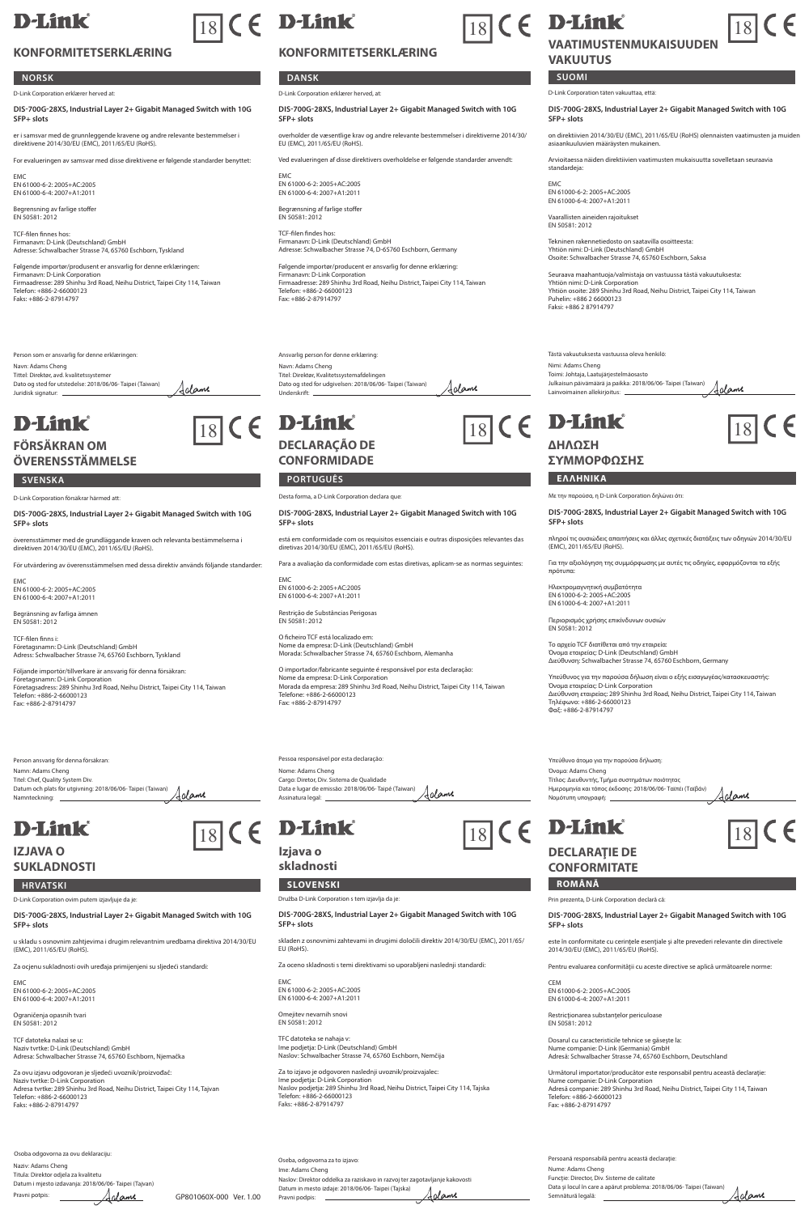# KONFORMITETSERKLÆRING

## NORSK

D-Link Corporation erklærer herved at:

**DIS-700G-28XS, Industrial Layer 2+ Gigabit Managed Switch with 10G SFP+ slots**

er i samsvar med de grunnleggende kravene og andre relevante bestemmelser i direktivene 2014/30/EU (EMC), 2011/65/EU (RoHS).

For evalueringen av samsvar med disse direktivene er følgende standarder benyttet:

EMC
EN 61000-6-2: 2005+AC:2005
EN 61000-6-4: 2007+A1:2011

Begrensning av farlige stoffer
EN 50581: 2012

TCF-filen finnes hos:
Firmanavn: D-Link (Deutschland) GmbH
Adresse: Schwalbacher Strasse 74, 65760 Eschborn, Tyskland

Følgende importør/produsent er ansvarlig for denne erklæringen:
Firmanavn: D-Link Corporation
Firmaadresse: 289 Shinhu 3rd Road, Neihu District, Taipei City 114, Taiwan
Telefon: +886-2-66000123
Faks: +886-2-87914797

Person som er ansvarlig for denne erklæringen:
Navn: Adams Cheng
Tittel: Direktør, avd. kvalitetssystemer
Dato og sted for utstedelse: 2018/06/06- Taipei (Taiwan)
Juridisk signatur:

# KONFORMITETSERKLÆRING

## DANSK

D-Link Corporation erklærer herved, at:

**DIS-700G-28XS, Industrial Layer 2+ Gigabit Managed Switch with 10G SFP+ slots**

overholder de væsentlige krav og andre relevante bestemmelser i direktiverne 2014/30/EU (EMC), 2011/65/EU (RoHS).

Ved evalueringen af disse direktivers overholdelse er følgende standarder anvendt:

EMC
EN 61000-6-2: 2005+AC:2005
EN 61000-6-4: 2007+A1:2011

Begrænsning af farlige stoffer
EN 50581: 2012

TCF-filen findes hos:
Firmanavn: D-Link (Deutschland) GmbH
Adresse: Schwalbacher Strasse 74, D-65760 Eschborn, Germany

Følgende importør/producent er ansvarlig for denne erklæring:
Firmanavn: D-Link Corporation
Firmaadresse: 289 Shinhu 3rd Road, Neihu District, Taipei City 114, Taiwan
Telefon: +886-2-66000123
Fax: +886-2-87914797

Ansvarlig person for denne erklæring:
Navn: Adams Cheng
Titel: Direktør, Kvalitetssystemafdelingen
Dato og sted for udgivelsen: 2018/06/06- Taipei (Taiwan)
Underskrift:

# VAATIMUSTENMUKAISUUDEN VAKUUTUS

## SUOMI

D-Link Corporation täten vakuuttaa, että:

**DIS-700G-28XS, Industrial Layer 2+ Gigabit Managed Switch with 10G SFP+ slots**

on direktiivien 2014/30/EU (EMC), 2011/65/EU (RoHS) olennaisten vaatimusten ja muiden asiaankuuluvien määräysten mukainen.

Arvioitaessa näiden direktiivien vaatimusten mukaisuutta sovelletaan seuraavia standardeja:

EMC
EN 61000-6-2: 2005+AC:2005
EN 61000-6-4: 2007+A1:2011

Vaarallisten aineiden rajoitukset
EN 50581: 2012

Tekninen rakennetiedosto on saatavilla osoitteesta:
Yhtiön nimi: D-Link (Deutschland) GmbH
Osoite: Schwalbacher Strasse 74, 65760 Eschborn, Saksa

Seuraava maahantuoja/valmistaja on vastuussa tästä vakuutuksesta:
Yhtiön nimi: D-Link Corporation
Yhtiön osoite: 289 Shinhu 3rd Road, Neihu District, Taipei City 114, Taiwan
Puhelin: +886 2 66000123
Faksi: +886 2 87914797

Tästä vakuutuksesta vastuussa oleva henkilö:
Nimi: Adams Cheng
Toimi: Johtaja, Laatujärjestelmäosasto
Julkaisun päivämäärä ja paikka: 2018/06/06- Taipei (Taiwan)
Lainvoimainen allekirjoitus:

# FÖRSÄKRAN OM ÖVERENSSTÄMMELSE

## SVENSKA

D-Link Corporation försäkrar härmed att:

**DIS-700G-28XS, Industrial Layer 2+ Gigabit Managed Switch with 10G SFP+ slots**

överensstämmer med de grundläggande kraven och relevanta bestämmelserna i direktiven 2014/30/EU (EMC), 2011/65/EU (RoHS).

För utvärdering av överensstämmelsen med dessa direktiv används följande standarder:

EMC
EN 61000-6-2: 2005+AC:2005
EN 61000-6-4: 2007+A1:2011

Begränsning av farliga ämnen
EN 50581: 2012

TCF-filen finns i:
Företagsnamn: D-Link (Deutschland) GmbH
Adress: Schwalbacher Strasse 74, 65760 Eschborn, Tyskland

Följande importör/tillverkare är ansvarig för denna försäkran:
Företagsnamn: D-Link Corporation
Företagsadress: 289 Shinhu 3rd Road, Neihu District, Taipei City 114, Taiwan
Telefon: +886-2-66000123
Fax: +886-2-87914797

Person ansvarig för denna försäkran:
Namn: Adams Cheng
Titel: Chef, Quality System Div.
Datum och plats för utgivning: 2018/06/06- Taipei (Taiwan)
Namnteckning:

# DECLARAÇÃO DE CONFORMIDADE

## PORTUGUÊS

Desta forma, a D-Link Corporation declara que:

**DIS-700G-28XS, Industrial Layer 2+ Gigabit Managed Switch with 10G SFP+ slots**

está em conformidade com os requisitos essenciais e outras disposições relevantes das diretivas 2014/30/EU (EMC), 2011/65/EU (RoHS).

Para a avaliação da conformidade com estas diretivas, aplicam-se as normas seguintes:

EMC
EN 61000-6-2: 2005+AC:2005
EN 61000-6-4: 2007+A1:2011

Restrição de Substâncias Perigosas
EN 50581: 2012

O ficheiro TCF está localizado em:
Nome da empresa: D-Link (Deutschland) GmbH
Morada: Schwalbacher Strasse 74, 65760 Eschborn, Alemanha

O importador/fabricante seguinte é responsável por esta declaração:
Nome da empresa: D-Link Corporation
Morada da empresa: 289 Shinhu 3rd Road, Neihu District, Taipei City 114, Taiwan
Telefone: +886-2-66000123
Fax: +886-2-87914797

Pessoa responsável por esta declaração:
Nome: Adams Cheng
Cargo: Diretor, Div. Sistema de Qualidade
Data e lugar de emissão: 2018/06/06- Taipé (Taiwan)
Assinatura legal:

# ΔΗΛΩΣΗ ΣΥΜΜΟΡΦΩΣΗΣ

## ΕΛΛΗΝΙΚΑ

Με την παρούσα, η D-Link Corporation δηλώνει ότι:

**DIS-700G-28XS, Industrial Layer 2+ Gigabit Managed Switch with 10G SFP+ slots**

πληροί τις ουσιώδεις απαιτήσεις και άλλες σχετικές διατάξεις των οδηγιών 2014/30/EU (EMC), 2011/65/EU (RoHS).

Για την αξιολόγηση της συμμόρφωσης με αυτές τις οδηγίες, εφαρμόζονται τα εξής πρότυπα:

Ηλεκτρομαγνητική συμβατότητα
EN 61000-6-2: 2005+AC:2005
EN 61000-6-4: 2007+A1:2011

Περιορισμός χρήσης επικίνδυνων ουσιών
EN 50581: 2012

Το αρχείο TCF διατίθεται από την εταιρεία:
Όνομα εταιρείας: D-Link (Deutschland) GmbH
Διεύθυνση: Schwalbacher Strasse 74, 65760 Eschborn, Germany

Υπεύθυνος για την παρούσα δήλωση είναι ο εξής εισαγωγέας/κατασκευαστής:
Όνομα εταιρείας: D-Link Corporation
Διεύθυνση εταιρείας: 289 Shinhu 3rd Road, Neihu District, Taipei City 114, Taiwan
Τηλέφωνο: +886-2-66000123
Φαξ: +886-2-87914797

Υπεύθυνο άτομο για την παρούσα δήλωση:
Όνομα: Adams Cheng
Τίτλος: Διευθυντής, Τμήμα συστημάτων ποιότητας
Ημερομηνία και τόπος έκδοσης: 2018/06/06- Ταϊπέι (Ταϊβάν)
Νομότυπη υπογραφή:

# IZJAVA O SUKLADNOSTI

## HRVATSKI

D-Link Corporation ovim putem izjavljuje da je:

**DIS-700G-28XS, Industrial Layer 2+ Gigabit Managed Switch with 10G SFP+ slots**

u skladu s osnovnim zahtjevima i drugim relevantnim uredbama direktiva 2014/30/EU (EMC), 2011/65/EU (RoHS).

Za ocjenu sukladnosti ovih uređaja primijenjeni su sljedeći standardi:

EMC
EN 61000-6-2: 2005+AC:2005
EN 61000-6-4: 2007+A1:2011

Ograničenja opasnih tvari
EN 50581: 2012

TCF datoteka nalazi se u:
Naziv tvrtke: D-Link (Deutschland) GmbH
Adresa: Schwalbacher Strasse 74, 65760 Eschborn, Njemačka

Za ovu izjavu odgovoran je sljedeći uvoznik/proizvođač:
Naziv tvrtke: D-Link Corporation
Adresa tvrtke: 289 Shinhu 3rd Road, Neihu District, Taipei City 114, Tajvan
Telefon: +886-2-66000123
Faks: +886-2-87914797

Osoba odgovorna za ovu deklaraciju:
Naziv: Adams Cheng
Titula: Direktor odjela za kvalitetu
Datum i mjesto izdavanja: 2018/06/06- Taipei (Tajvan)
Pravni potpis:

GP801060X-000 Ver. 1.00

# Izjava o skladnosti

## SLOVENSKI

Družba D-Link Corporation s tem izjavlja da je:

**DIS-700G-28XS, Industrial Layer 2+ Gigabit Managed Switch with 10G SFP+ slots**

skladen z osnovnimi zahtevami in drugimi določili direktiv 2014/30/EU (EMC), 2011/65/EU (RoHS).

Za oceno skladnosti s temi direktivami so uporabljeni naslednji standardi:

EMC
EN 61000-6-2: 2005+AC:2005
EN 61000-6-4: 2007+A1:2011

Omejitev nevarnih snovi
EN 50581: 2012

TFC datoteka se nahaja v:
Ime podjetja: D-Link (Deutschland) GmbH
Naslov: Schwalbacher Strasse 74, 65760 Eschborn, Nemčija

Za to izjavo je odgovoren naslednji uvoznik/proizvajalec:
Ime podjetja: D-Link Corporation
Naslov podjetja: 289 Shinhu 3rd Road, Neihu District, Taipei City 114, Tajska
Telefon: +886-2-66000123
Faks: +886-2-87914797

Oseba, odgovorna za to izjavo:
Ime: Adams Cheng
Naslov: Direktor oddelka za raziskavo in razvoj ter zagotavljanje kakovosti
Datum in mesto izdaje: 2018/06/06- Taipei (Tajska)
Pravni podpis:

# DECLARAȚIE DE CONFORMITATE

## ROMÂNĂ

Prin prezenta, D-Link Corporation declară că:

**DIS-700G-28XS, Industrial Layer 2+ Gigabit Managed Switch with 10G SFP+ slots**

este în conformitate cu cerințele esențiale și alte prevederi relevante din directivele 2014/30/EU (EMC), 2011/65/EU (RoHS).

Pentru evaluarea conformității cu aceste directive se aplică următoarele norme:

CEM
EN 61000-6-2: 2005+AC:2005
EN 61000-6-4: 2007+A1:2011

Restricționarea substanțelor periculoase
EN 50581: 2012

Dosarul cu caracteristicile tehnice se găsește la:
Nume companie: D-Link (Germania) GmbH
Adresă: Schwalbacher Strasse 74, 65760 Eschborn, Deutschland

Următorul importator/producător este responsabil pentru această declarație:
Nume companie: D-Link Corporation
Adresă companie: 289 Shinhu 3rd Road, Neihu District, Taipei City 114, Taiwan
Telefon: +886-2-66000123
Fax: +886-2-87914797

Persoană responsabilă pentru această declarație:
Nume: Adams Cheng
Funcție: Director, Div. Sisteme de calitate
Data și locul în care a apărut problema: 2018/06/06- Taipei (Taiwan)
Semnătură legală: